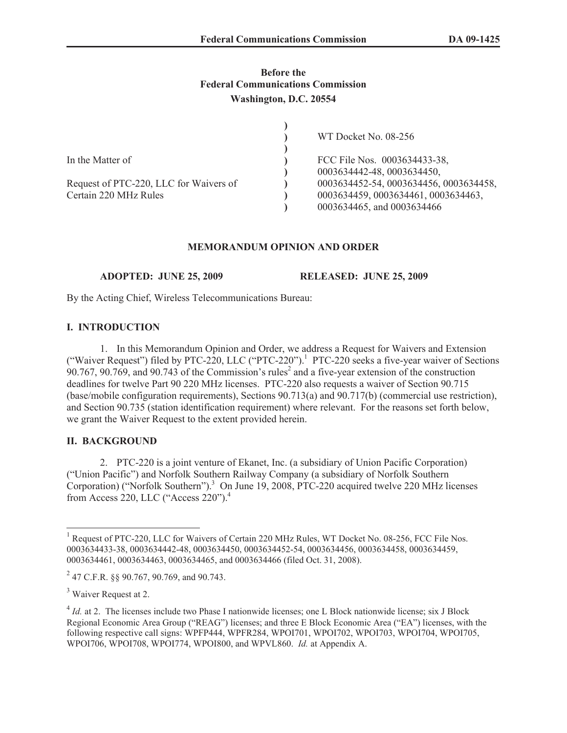Before the
Federal Communications Commission
Washington, D.C. 20554

| | | |
|---|---|---|
| In the Matter of | ) | WT Docket No. 08-256 |
| | ) | |
| Request of PTC-220, LLC for Waivers of Certain 220 MHz Rules | ) | FCC File Nos. 0003634433-38, 0003634442-48, 0003634450, 0003634452-54, 0003634456, 0003634458, 0003634459, 0003634461, 0003634463, 0003634465, and 0003634466 |

## MEMORANDUM OPINION AND ORDER

**ADOPTED: JUNE 25, 2009** **RELEASED: JUNE 25, 2009**

By the Acting Chief, Wireless Telecommunications Bureau:

## I. INTRODUCTION

1. In this Memorandum Opinion and Order, we address a Request for Waivers and Extension ("Waiver Request") filed by PTC-220, LLC ("PTC-220").[1] PTC-220 seeks a five-year waiver of Sections 90.767, 90.769, and 90.743 of the Commission's rules[2] and a five-year extension of the construction deadlines for twelve Part 90 220 MHz licenses. PTC-220 also requests a waiver of Section 90.715 (base/mobile configuration requirements), Sections 90.713(a) and 90.717(b) (commercial use restriction), and Section 90.735 (station identification requirement) where relevant. For the reasons set forth below, we grant the Waiver Request to the extent provided herein.

## II. BACKGROUND

2. PTC-220 is a joint venture of Ekanet, Inc. (a subsidiary of Union Pacific Corporation) ("Union Pacific") and Norfolk Southern Railway Company (a subsidiary of Norfolk Southern Corporation) ("Norfolk Southern").[3] On June 19, 2008, PTC-220 acquired twelve 220 MHz licenses from Access 220, LLC ("Access 220").[4]

---

[1] Request of PTC-220, LLC for Waivers of Certain 220 MHz Rules, WT Docket No. 08-256, FCC File Nos. 0003634433-38, 0003634442-48, 0003634450, 0003634452-54, 0003634456, 0003634458, 0003634459, 0003634461, 0003634463, 0003634465, and 0003634466 (filed Oct. 31, 2008).

[2] 47 C.F.R. §§ 90.767, 90.769, and 90.743.

[3] Waiver Request at 2.

[4] *Id.* at 2. The licenses include two Phase I nationwide licenses; one L Block nationwide license; six J Block Regional Economic Area Group ("REAG") licenses; and three E Block Economic Area ("EA") licenses, with the following respective call signs: WPFP444, WPFR284, WPOI701, WPOI702, WPOI703, WPOI704, WPOI705, WPOI706, WPOI708, WPOI774, WPOI800, and WPVL860. *Id.* at Appendix A.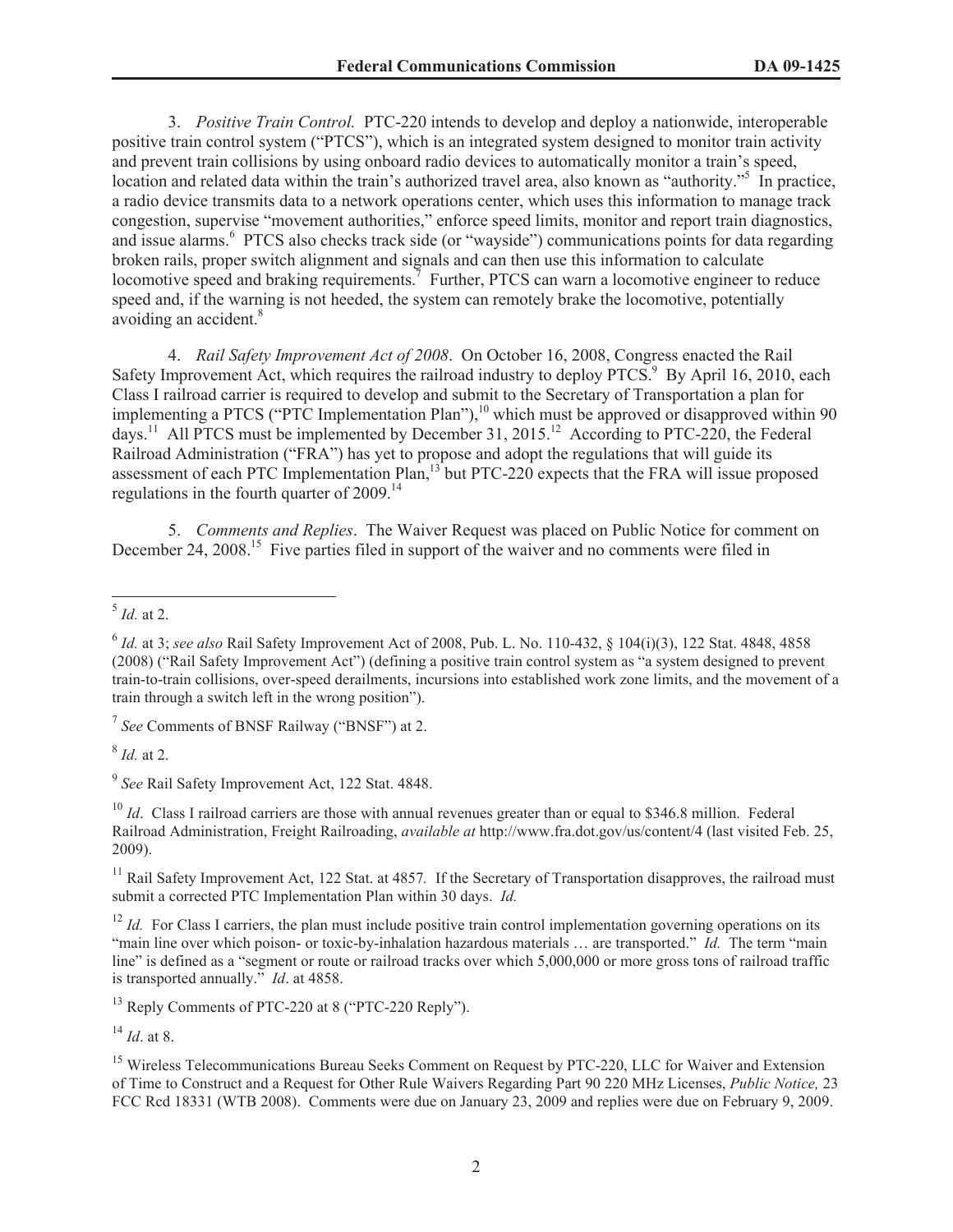3. *Positive Train Control.* PTC-220 intends to develop and deploy a nationwide, interoperable positive train control system ("PTCS"), which is an integrated system designed to monitor train activity and prevent train collisions by using onboard radio devices to automatically monitor a train's speed, location and related data within the train's authorized travel area, also known as "authority."[5] In practice, a radio device transmits data to a network operations center, which uses this information to manage track congestion, supervise "movement authorities," enforce speed limits, monitor and report train diagnostics, and issue alarms.[6] PTCS also checks track side (or "wayside") communications points for data regarding broken rails, proper switch alignment and signals and can then use this information to calculate locomotive speed and braking requirements.[7] Further, PTCS can warn a locomotive engineer to reduce speed and, if the warning is not heeded, the system can remotely brake the locomotive, potentially avoiding an accident.[8]

4. *Rail Safety Improvement Act of 2008*. On October 16, 2008, Congress enacted the Rail Safety Improvement Act, which requires the railroad industry to deploy PTCS.[9] By April 16, 2010, each Class I railroad carrier is required to develop and submit to the Secretary of Transportation a plan for implementing a PTCS ("PTC Implementation Plan"),[10] which must be approved or disapproved within 90 days.[11] All PTCS must be implemented by December 31, 2015.[12] According to PTC-220, the Federal Railroad Administration ("FRA") has yet to propose and adopt the regulations that will guide its assessment of each PTC Implementation Plan,[13] but PTC-220 expects that the FRA will issue proposed regulations in the fourth quarter of 2009.[14]

5. *Comments and Replies*. The Waiver Request was placed on Public Notice for comment on December 24, 2008.[15] Five parties filed in support of the waiver and no comments were filed in

---

[5] *Id.* at 2.

[6] *Id.* at 3; *see also* Rail Safety Improvement Act of 2008, Pub. L. No. 110-432, § 104(i)(3), 122 Stat. 4848, 4858 (2008) ("Rail Safety Improvement Act") (defining a positive train control system as "a system designed to prevent train-to-train collisions, over-speed derailments, incursions into established work zone limits, and the movement of a train through a switch left in the wrong position").

[7] *See* Comments of BNSF Railway ("BNSF") at 2.

[8] *Id.* at 2.

[9] *See* Rail Safety Improvement Act, 122 Stat. 4848.

[10] *Id*. Class I railroad carriers are those with annual revenues greater than or equal to $346.8 million. Federal Railroad Administration, Freight Railroading, *available at* http://www.fra.dot.gov/us/content/4 (last visited Feb. 25, 2009).

[11] Rail Safety Improvement Act, 122 Stat. at 4857. If the Secretary of Transportation disapproves, the railroad must submit a corrected PTC Implementation Plan within 30 days. *Id.*

[12] *Id.* For Class I carriers, the plan must include positive train control implementation governing operations on its "main line over which poison- or toxic-by-inhalation hazardous materials … are transported." *Id.* The term "main line" is defined as a "segment or route or railroad tracks over which 5,000,000 or more gross tons of railroad traffic is transported annually." *Id*. at 4858.

[13] Reply Comments of PTC-220 at 8 ("PTC-220 Reply").

[14] *Id*. at 8.

[15] Wireless Telecommunications Bureau Seeks Comment on Request by PTC-220, LLC for Waiver and Extension of Time to Construct and a Request for Other Rule Waivers Regarding Part 90 220 MHz Licenses, *Public Notice,* 23 FCC Rcd 18331 (WTB 2008). Comments were due on January 23, 2009 and replies were due on February 9, 2009.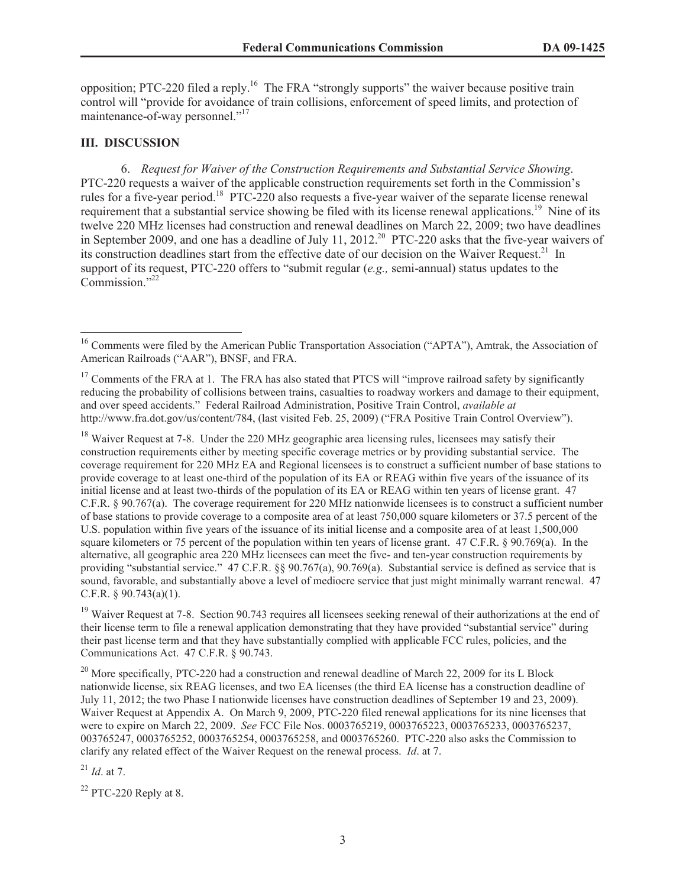opposition; PTC-220 filed a reply.[16] The FRA "strongly supports" the waiver because positive train control will "provide for avoidance of train collisions, enforcement of speed limits, and protection of maintenance-of-way personnel."[17]

## III. DISCUSSION

6. *Request for Waiver of the Construction Requirements and Substantial Service Showing*. PTC-220 requests a waiver of the applicable construction requirements set forth in the Commission's rules for a five-year period.[18] PTC-220 also requests a five-year waiver of the separate license renewal requirement that a substantial service showing be filed with its license renewal applications.[19] Nine of its twelve 220 MHz licenses had construction and renewal deadlines on March 22, 2009; two have deadlines in September 2009, and one has a deadline of July 11, 2012.[20] PTC-220 asks that the five-year waivers of its construction deadlines start from the effective date of our decision on the Waiver Request.[21] In support of its request, PTC-220 offers to "submit regular (*e.g.,* semi-annual) status updates to the Commission."[22]

---

[16] Comments were filed by the American Public Transportation Association ("APTA"), Amtrak, the Association of American Railroads ("AAR"), BNSF, and FRA.

[17] Comments of the FRA at 1. The FRA has also stated that PTCS will "improve railroad safety by significantly reducing the probability of collisions between trains, casualties to roadway workers and damage to their equipment, and over speed accidents." Federal Railroad Administration, Positive Train Control, *available at* http://www.fra.dot.gov/us/content/784, (last visited Feb. 25, 2009) ("FRA Positive Train Control Overview").

[18] Waiver Request at 7-8. Under the 220 MHz geographic area licensing rules, licensees may satisfy their construction requirements either by meeting specific coverage metrics or by providing substantial service. The coverage requirement for 220 MHz EA and Regional licensees is to construct a sufficient number of base stations to provide coverage to at least one-third of the population of its EA or REAG within five years of the issuance of its initial license and at least two-thirds of the population of its EA or REAG within ten years of license grant. 47 C.F.R. § 90.767(a). The coverage requirement for 220 MHz nationwide licensees is to construct a sufficient number of base stations to provide coverage to a composite area of at least 750,000 square kilometers or 37.5 percent of the U.S. population within five years of the issuance of its initial license and a composite area of at least 1,500,000 square kilometers or 75 percent of the population within ten years of license grant. 47 C.F.R. § 90.769(a). In the alternative, all geographic area 220 MHz licensees can meet the five- and ten-year construction requirements by providing "substantial service." 47 C.F.R. §§ 90.767(a), 90.769(a). Substantial service is defined as service that is sound, favorable, and substantially above a level of mediocre service that just might minimally warrant renewal. 47 C.F.R. § 90.743(a)(1).

[19] Waiver Request at 7-8. Section 90.743 requires all licensees seeking renewal of their authorizations at the end of their license term to file a renewal application demonstrating that they have provided "substantial service" during their past license term and that they have substantially complied with applicable FCC rules, policies, and the Communications Act. 47 C.F.R. § 90.743.

[20] More specifically, PTC-220 had a construction and renewal deadline of March 22, 2009 for its L Block nationwide license, six REAG licenses, and two EA licenses (the third EA license has a construction deadline of July 11, 2012; the two Phase I nationwide licenses have construction deadlines of September 19 and 23, 2009). Waiver Request at Appendix A. On March 9, 2009, PTC-220 filed renewal applications for its nine licenses that were to expire on March 22, 2009. *See* FCC File Nos. 0003765219, 0003765223, 0003765233, 0003765237, 003765247, 0003765252, 0003765254, 0003765258, and 0003765260. PTC-220 also asks the Commission to clarify any related effect of the Waiver Request on the renewal process. *Id*. at 7.

[21] *Id*. at 7.

[22] PTC-220 Reply at 8.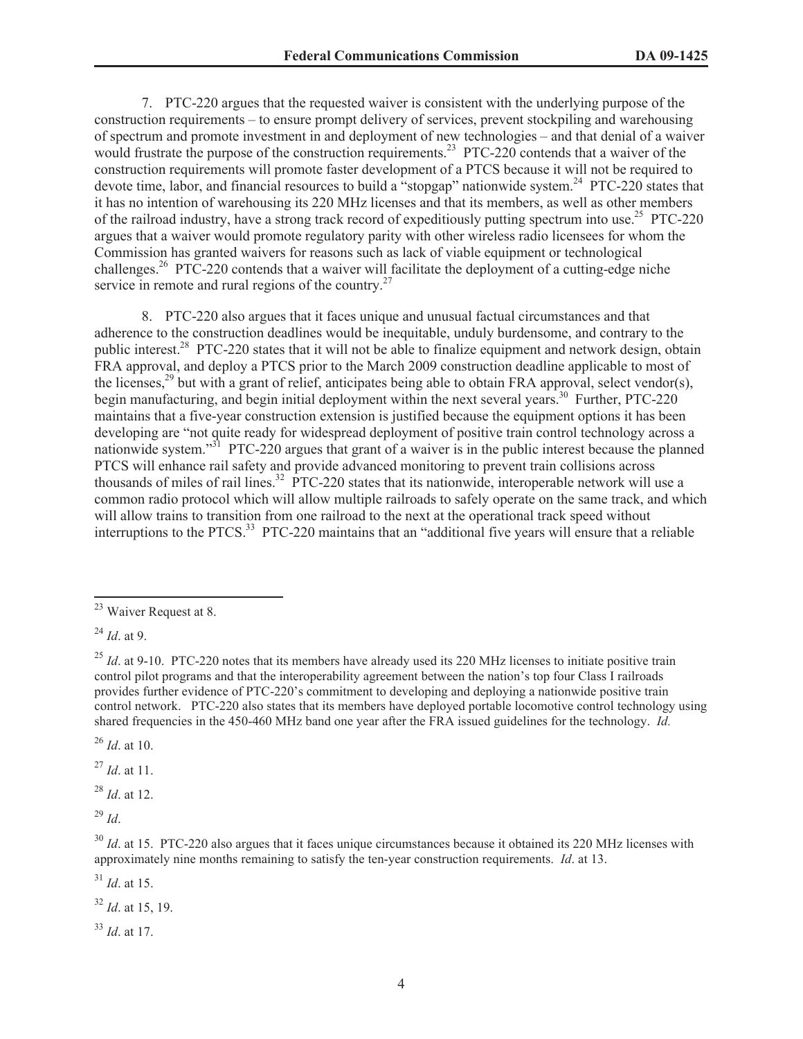7. PTC-220 argues that the requested waiver is consistent with the underlying purpose of the construction requirements – to ensure prompt delivery of services, prevent stockpiling and warehousing of spectrum and promote investment in and deployment of new technologies – and that denial of a waiver would frustrate the purpose of the construction requirements.[23] PTC-220 contends that a waiver of the construction requirements will promote faster development of a PTCS because it will not be required to devote time, labor, and financial resources to build a "stopgap" nationwide system.[24] PTC-220 states that it has no intention of warehousing its 220 MHz licenses and that its members, as well as other members of the railroad industry, have a strong track record of expeditiously putting spectrum into use.[25] PTC-220 argues that a waiver would promote regulatory parity with other wireless radio licensees for whom the Commission has granted waivers for reasons such as lack of viable equipment or technological challenges.[26] PTC-220 contends that a waiver will facilitate the deployment of a cutting-edge niche service in remote and rural regions of the country.[27]

8. PTC-220 also argues that it faces unique and unusual factual circumstances and that adherence to the construction deadlines would be inequitable, unduly burdensome, and contrary to the public interest.[28] PTC-220 states that it will not be able to finalize equipment and network design, obtain FRA approval, and deploy a PTCS prior to the March 2009 construction deadline applicable to most of the licenses,[29] but with a grant of relief, anticipates being able to obtain FRA approval, select vendor(s), begin manufacturing, and begin initial deployment within the next several years.[30] Further, PTC-220 maintains that a five-year construction extension is justified because the equipment options it has been developing are "not quite ready for widespread deployment of positive train control technology across a nationwide system."[31] PTC-220 argues that grant of a waiver is in the public interest because the planned PTCS will enhance rail safety and provide advanced monitoring to prevent train collisions across thousands of miles of rail lines.[32] PTC-220 states that its nationwide, interoperable network will use a common radio protocol which will allow multiple railroads to safely operate on the same track, and which will allow trains to transition from one railroad to the next at the operational track speed without interruptions to the PTCS.[33] PTC-220 maintains that an "additional five years will ensure that a reliable

---

[23] Waiver Request at 8.

[24] *Id*. at 9.

[25] *Id*. at 9-10. PTC-220 notes that its members have already used its 220 MHz licenses to initiate positive train control pilot programs and that the interoperability agreement between the nation's top four Class I railroads provides further evidence of PTC-220's commitment to developing and deploying a nationwide positive train control network. PTC-220 also states that its members have deployed portable locomotive control technology using shared frequencies in the 450-460 MHz band one year after the FRA issued guidelines for the technology. *Id.*

[26] *Id*. at 10.

[27] *Id*. at 11.

[28] *Id*. at 12.

[29] *Id*.

[30] *Id*. at 15. PTC-220 also argues that it faces unique circumstances because it obtained its 220 MHz licenses with approximately nine months remaining to satisfy the ten-year construction requirements. *Id*. at 13.

[31] *Id*. at 15.

[32] *Id*. at 15, 19.

[33] *Id*. at 17.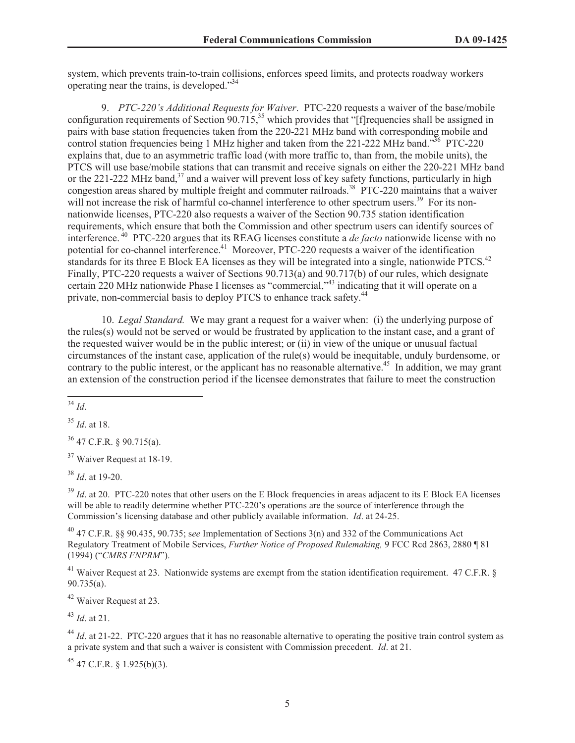system, which prevents train-to-train collisions, enforces speed limits, and protects roadway workers operating near the trains, is developed."[34]

9. *PTC-220's Additional Requests for Waiver*. PTC-220 requests a waiver of the base/mobile configuration requirements of Section 90.715,[35] which provides that "[f]requencies shall be assigned in pairs with base station frequencies taken from the 220-221 MHz band with corresponding mobile and control station frequencies being 1 MHz higher and taken from the 221-222 MHz band."[36] PTC-220 explains that, due to an asymmetric traffic load (with more traffic to, than from, the mobile units), the PTCS will use base/mobile stations that can transmit and receive signals on either the 220-221 MHz band or the 221-222 MHz band,[37] and a waiver will prevent loss of key safety functions, particularly in high congestion areas shared by multiple freight and commuter railroads.[38] PTC-220 maintains that a waiver will not increase the risk of harmful co-channel interference to other spectrum users.[39] For its non-nationwide licenses, PTC-220 also requests a waiver of the Section 90.735 station identification requirements, which ensure that both the Commission and other spectrum users can identify sources of interference.[40] PTC-220 argues that its REAG licenses constitute a *de facto* nationwide license with no potential for co-channel interference.[41] Moreover, PTC-220 requests a waiver of the identification standards for its three E Block EA licenses as they will be integrated into a single, nationwide PTCS.[42] Finally, PTC-220 requests a waiver of Sections 90.713(a) and 90.717(b) of our rules, which designate certain 220 MHz nationwide Phase I licenses as "commercial,"[43] indicating that it will operate on a private, non-commercial basis to deploy PTCS to enhance track safety.[44]

10. *Legal Standard.* We may grant a request for a waiver when: (i) the underlying purpose of the rules(s) would not be served or would be frustrated by application to the instant case, and a grant of the requested waiver would be in the public interest; or (ii) in view of the unique or unusual factual circumstances of the instant case, application of the rule(s) would be inequitable, unduly burdensome, or contrary to the public interest, or the applicant has no reasonable alternative.[45] In addition, we may grant an extension of the construction period if the licensee demonstrates that failure to meet the construction

---

[34] *Id*.

[35] *Id*. at 18.

[36] 47 C.F.R. § 90.715(a).

[37] Waiver Request at 18-19.

[38] *Id*. at 19-20.

[39] *Id*. at 20. PTC-220 notes that other users on the E Block frequencies in areas adjacent to its E Block EA licenses will be able to readily determine whether PTC-220's operations are the source of interference through the Commission's licensing database and other publicly available information. *Id*. at 24-25.

[40] 47 C.F.R. §§ 90.435, 90.735; s*ee* Implementation of Sections 3(n) and 332 of the Communications Act Regulatory Treatment of Mobile Services, *Further Notice of Proposed Rulemaking,* 9 FCC Rcd 2863, 2880 ¶ 81 (1994) ("*CMRS FNPRM*").

[41] Waiver Request at 23. Nationwide systems are exempt from the station identification requirement. 47 C.F.R. § 90.735(a).

[42] Waiver Request at 23.

[43] *Id*. at 21.

[44] *Id*. at 21-22. PTC-220 argues that it has no reasonable alternative to operating the positive train control system as a private system and that such a waiver is consistent with Commission precedent. *Id*. at 21.

[45] 47 C.F.R. § 1.925(b)(3).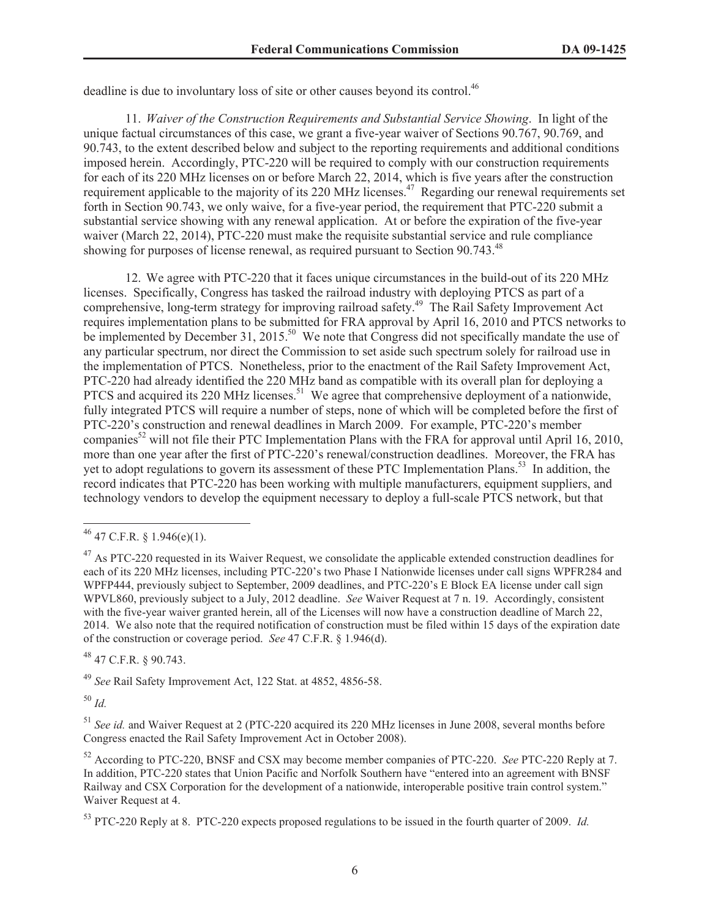deadline is due to involuntary loss of site or other causes beyond its control.[46]

11. *Waiver of the Construction Requirements and Substantial Service Showing*. In light of the unique factual circumstances of this case, we grant a five-year waiver of Sections 90.767, 90.769, and 90.743, to the extent described below and subject to the reporting requirements and additional conditions imposed herein. Accordingly, PTC-220 will be required to comply with our construction requirements for each of its 220 MHz licenses on or before March 22, 2014, which is five years after the construction requirement applicable to the majority of its 220 MHz licenses.[47] Regarding our renewal requirements set forth in Section 90.743, we only waive, for a five-year period, the requirement that PTC-220 submit a substantial service showing with any renewal application. At or before the expiration of the five-year waiver (March 22, 2014), PTC-220 must make the requisite substantial service and rule compliance showing for purposes of license renewal, as required pursuant to Section 90.743.[48]

12. We agree with PTC-220 that it faces unique circumstances in the build-out of its 220 MHz licenses. Specifically, Congress has tasked the railroad industry with deploying PTCS as part of a comprehensive, long-term strategy for improving railroad safety.[49] The Rail Safety Improvement Act requires implementation plans to be submitted for FRA approval by April 16, 2010 and PTCS networks to be implemented by December 31, 2015.[50] We note that Congress did not specifically mandate the use of any particular spectrum, nor direct the Commission to set aside such spectrum solely for railroad use in the implementation of PTCS. Nonetheless, prior to the enactment of the Rail Safety Improvement Act, PTC-220 had already identified the 220 MHz band as compatible with its overall plan for deploying a PTCS and acquired its 220 MHz licenses.[51] We agree that comprehensive deployment of a nationwide, fully integrated PTCS will require a number of steps, none of which will be completed before the first of PTC-220's construction and renewal deadlines in March 2009. For example, PTC-220's member companies[52] will not file their PTC Implementation Plans with the FRA for approval until April 16, 2010, more than one year after the first of PTC-220's renewal/construction deadlines. Moreover, the FRA has yet to adopt regulations to govern its assessment of these PTC Implementation Plans.[53] In addition, the record indicates that PTC-220 has been working with multiple manufacturers, equipment suppliers, and technology vendors to develop the equipment necessary to deploy a full-scale PTCS network, but that

---

[46] 47 C.F.R. § 1.946(e)(1).

[47] As PTC-220 requested in its Waiver Request, we consolidate the applicable extended construction deadlines for each of its 220 MHz licenses, including PTC-220's two Phase I Nationwide licenses under call signs WPFR284 and WPFP444, previously subject to September, 2009 deadlines, and PTC-220's E Block EA license under call sign WPVL860, previously subject to a July, 2012 deadline. *See* Waiver Request at 7 n. 19. Accordingly, consistent with the five-year waiver granted herein, all of the Licenses will now have a construction deadline of March 22, 2014. We also note that the required notification of construction must be filed within 15 days of the expiration date of the construction or coverage period. *See* 47 C.F.R. § 1.946(d).

[48] 47 C.F.R. § 90.743.

[49] *See* Rail Safety Improvement Act, 122 Stat. at 4852, 4856-58.

[50] *Id.*

[51] *See id.* and Waiver Request at 2 (PTC-220 acquired its 220 MHz licenses in June 2008, several months before Congress enacted the Rail Safety Improvement Act in October 2008).

[52] According to PTC-220, BNSF and CSX may become member companies of PTC-220. *See* PTC-220 Reply at 7. In addition, PTC-220 states that Union Pacific and Norfolk Southern have "entered into an agreement with BNSF Railway and CSX Corporation for the development of a nationwide, interoperable positive train control system." Waiver Request at 4.

[53] PTC-220 Reply at 8. PTC-220 expects proposed regulations to be issued in the fourth quarter of 2009. *Id.*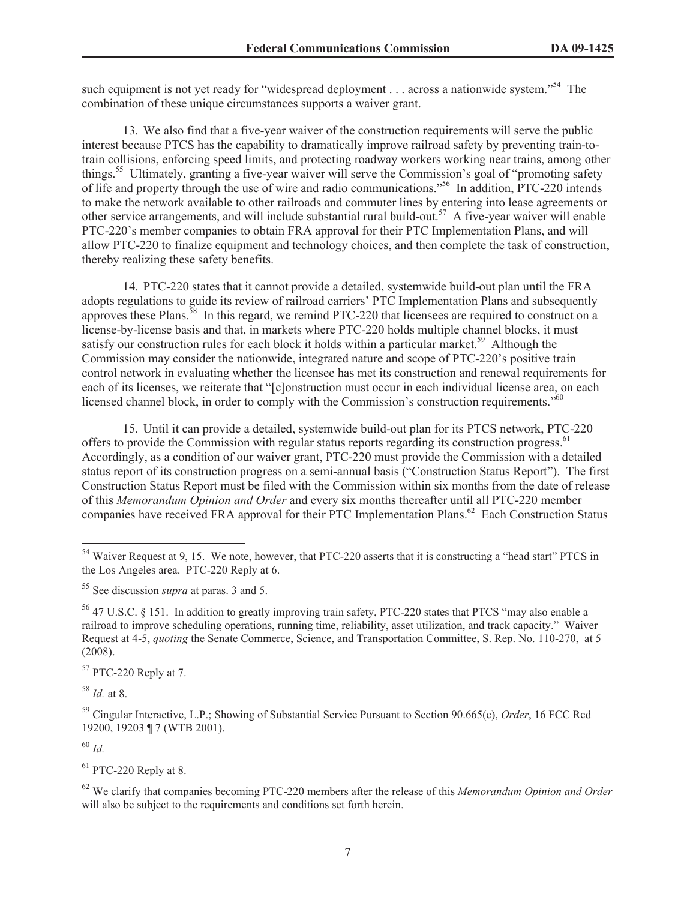such equipment is not yet ready for "widespread deployment . . . across a nationwide system."[54] The combination of these unique circumstances supports a waiver grant.

13. We also find that a five-year waiver of the construction requirements will serve the public interest because PTCS has the capability to dramatically improve railroad safety by preventing train-to-train collisions, enforcing speed limits, and protecting roadway workers working near trains, among other things.[55] Ultimately, granting a five-year waiver will serve the Commission's goal of "promoting safety of life and property through the use of wire and radio communications."[56] In addition, PTC-220 intends to make the network available to other railroads and commuter lines by entering into lease agreements or other service arrangements, and will include substantial rural build-out.[57] A five-year waiver will enable PTC-220's member companies to obtain FRA approval for their PTC Implementation Plans, and will allow PTC-220 to finalize equipment and technology choices, and then complete the task of construction, thereby realizing these safety benefits.

14. PTC-220 states that it cannot provide a detailed, systemwide build-out plan until the FRA adopts regulations to guide its review of railroad carriers' PTC Implementation Plans and subsequently approves these Plans.[58] In this regard, we remind PTC-220 that licensees are required to construct on a license-by-license basis and that, in markets where PTC-220 holds multiple channel blocks, it must satisfy our construction rules for each block it holds within a particular market.[59] Although the Commission may consider the nationwide, integrated nature and scope of PTC-220's positive train control network in evaluating whether the licensee has met its construction and renewal requirements for each of its licenses, we reiterate that "[c]onstruction must occur in each individual license area, on each licensed channel block, in order to comply with the Commission's construction requirements."[60]

15. Until it can provide a detailed, systemwide build-out plan for its PTCS network, PTC-220 offers to provide the Commission with regular status reports regarding its construction progress.[61] Accordingly, as a condition of our waiver grant, PTC-220 must provide the Commission with a detailed status report of its construction progress on a semi-annual basis ("Construction Status Report"). The first Construction Status Report must be filed with the Commission within six months from the date of release of this *Memorandum Opinion and Order* and every six months thereafter until all PTC-220 member companies have received FRA approval for their PTC Implementation Plans.[62] Each Construction Status

---

[54] Waiver Request at 9, 15. We note, however, that PTC-220 asserts that it is constructing a "head start" PTCS in the Los Angeles area. PTC-220 Reply at 6.

[55] See discussion *supra* at paras. 3 and 5.

[56] 47 U.S.C. § 151. In addition to greatly improving train safety, PTC-220 states that PTCS "may also enable a railroad to improve scheduling operations, running time, reliability, asset utilization, and track capacity." Waiver Request at 4-5, *quoting* the Senate Commerce, Science, and Transportation Committee, S. Rep. No. 110-270, at 5 (2008).

[57] PTC-220 Reply at 7.

[58] *Id.* at 8.

[59] Cingular Interactive, L.P.; Showing of Substantial Service Pursuant to Section 90.665(c), *Order*, 16 FCC Rcd 19200, 19203 ¶ 7 (WTB 2001).

[60] *Id.*

[61] PTC-220 Reply at 8.

[62] We clarify that companies becoming PTC-220 members after the release of this *Memorandum Opinion and Order* will also be subject to the requirements and conditions set forth herein.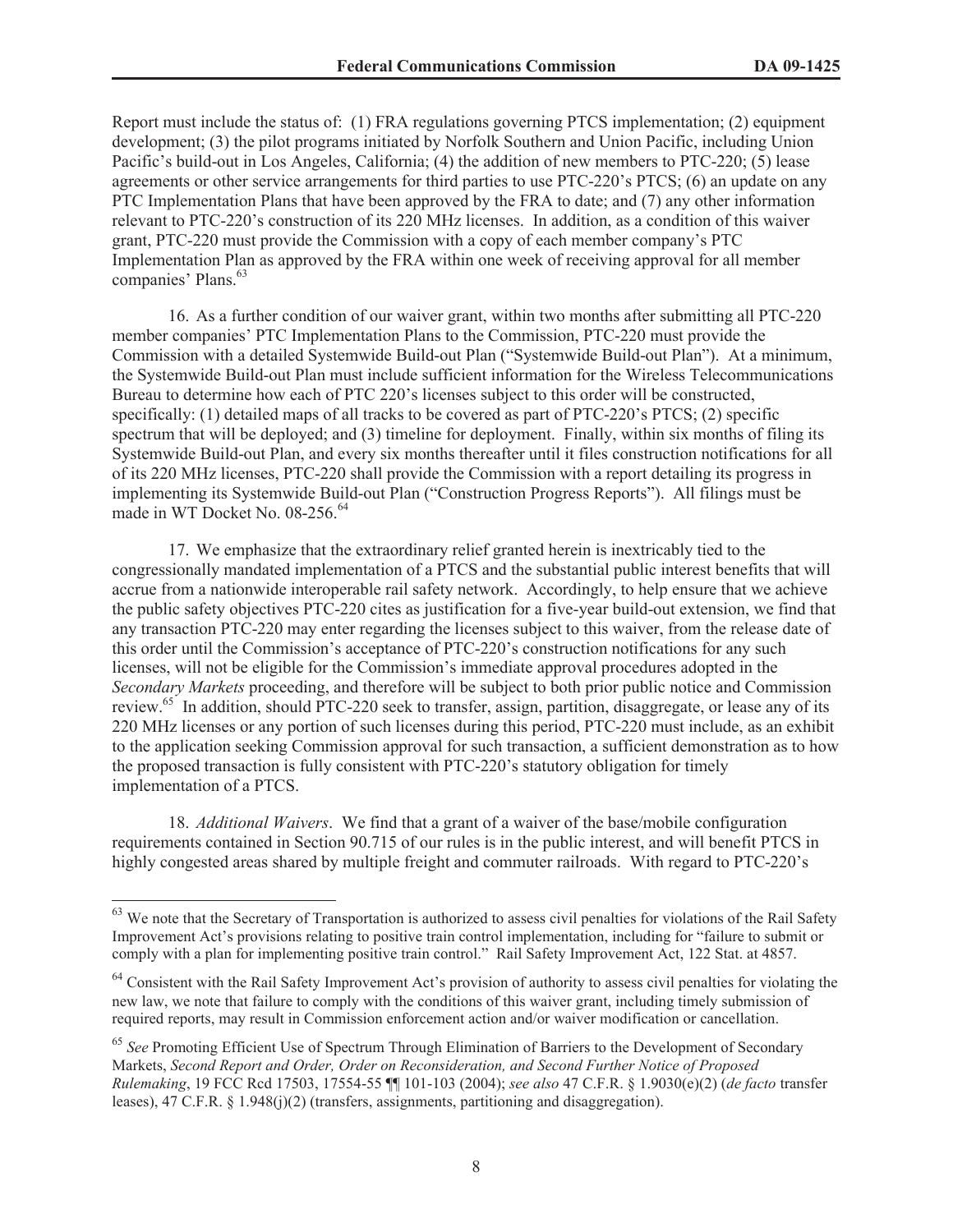Report must include the status of: (1) FRA regulations governing PTCS implementation; (2) equipment development; (3) the pilot programs initiated by Norfolk Southern and Union Pacific, including Union Pacific's build-out in Los Angeles, California; (4) the addition of new members to PTC-220; (5) lease agreements or other service arrangements for third parties to use PTC-220's PTCS; (6) an update on any PTC Implementation Plans that have been approved by the FRA to date; and (7) any other information relevant to PTC-220's construction of its 220 MHz licenses. In addition, as a condition of this waiver grant, PTC-220 must provide the Commission with a copy of each member company's PTC Implementation Plan as approved by the FRA within one week of receiving approval for all member companies' Plans.[63]

16. As a further condition of our waiver grant, within two months after submitting all PTC-220 member companies' PTC Implementation Plans to the Commission, PTC-220 must provide the Commission with a detailed Systemwide Build-out Plan ("Systemwide Build-out Plan"). At a minimum, the Systemwide Build-out Plan must include sufficient information for the Wireless Telecommunications Bureau to determine how each of PTC 220's licenses subject to this order will be constructed, specifically: (1) detailed maps of all tracks to be covered as part of PTC-220's PTCS; (2) specific spectrum that will be deployed; and (3) timeline for deployment. Finally, within six months of filing its Systemwide Build-out Plan, and every six months thereafter until it files construction notifications for all of its 220 MHz licenses, PTC-220 shall provide the Commission with a report detailing its progress in implementing its Systemwide Build-out Plan ("Construction Progress Reports"). All filings must be made in WT Docket No. 08-256.[64]

17. We emphasize that the extraordinary relief granted herein is inextricably tied to the congressionally mandated implementation of a PTCS and the substantial public interest benefits that will accrue from a nationwide interoperable rail safety network. Accordingly, to help ensure that we achieve the public safety objectives PTC-220 cites as justification for a five-year build-out extension, we find that any transaction PTC-220 may enter regarding the licenses subject to this waiver, from the release date of this order until the Commission's acceptance of PTC-220's construction notifications for any such licenses, will not be eligible for the Commission's immediate approval procedures adopted in the *Secondary Markets* proceeding, and therefore will be subject to both prior public notice and Commission review.[65] In addition, should PTC-220 seek to transfer, assign, partition, disaggregate, or lease any of its 220 MHz licenses or any portion of such licenses during this period, PTC-220 must include, as an exhibit to the application seeking Commission approval for such transaction, a sufficient demonstration as to how the proposed transaction is fully consistent with PTC-220's statutory obligation for timely implementation of a PTCS.

18. *Additional Waivers*. We find that a grant of a waiver of the base/mobile configuration requirements contained in Section 90.715 of our rules is in the public interest, and will benefit PTCS in highly congested areas shared by multiple freight and commuter railroads. With regard to PTC-220's

---

[63] We note that the Secretary of Transportation is authorized to assess civil penalties for violations of the Rail Safety Improvement Act's provisions relating to positive train control implementation, including for "failure to submit or comply with a plan for implementing positive train control." Rail Safety Improvement Act, 122 Stat. at 4857.

[64] Consistent with the Rail Safety Improvement Act's provision of authority to assess civil penalties for violating the new law, we note that failure to comply with the conditions of this waiver grant, including timely submission of required reports, may result in Commission enforcement action and/or waiver modification or cancellation.

[65] *See* Promoting Efficient Use of Spectrum Through Elimination of Barriers to the Development of Secondary Markets, *Second Report and Order, Order on Reconsideration, and Second Further Notice of Proposed Rulemaking*, 19 FCC Rcd 17503, 17554-55 ¶¶ 101-103 (2004); *see also* 47 C.F.R. § 1.9030(e)(2) (*de facto* transfer leases), 47 C.F.R. § 1.948(j)(2) (transfers, assignments, partitioning and disaggregation).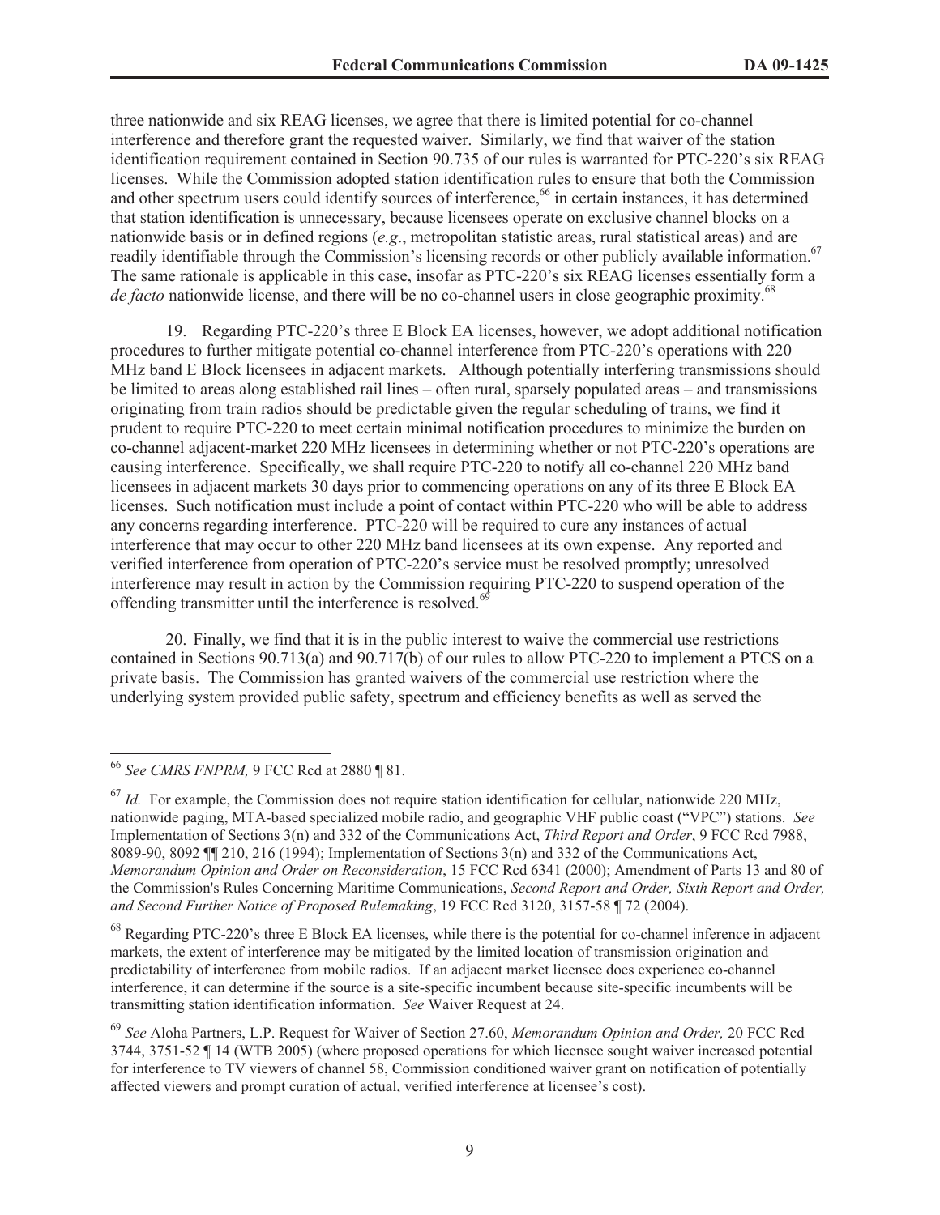three nationwide and six REAG licenses, we agree that there is limited potential for co-channel interference and therefore grant the requested waiver. Similarly, we find that waiver of the station identification requirement contained in Section 90.735 of our rules is warranted for PTC-220's six REAG licenses. While the Commission adopted station identification rules to ensure that both the Commission and other spectrum users could identify sources of interference,[66] in certain instances, it has determined that station identification is unnecessary, because licensees operate on exclusive channel blocks on a nationwide basis or in defined regions (*e.g*., metropolitan statistic areas, rural statistical areas) and are readily identifiable through the Commission's licensing records or other publicly available information.[67] The same rationale is applicable in this case, insofar as PTC-220's six REAG licenses essentially form a *de facto* nationwide license, and there will be no co-channel users in close geographic proximity.[68]

19. Regarding PTC-220's three E Block EA licenses, however, we adopt additional notification procedures to further mitigate potential co-channel interference from PTC-220's operations with 220 MHz band E Block licensees in adjacent markets. Although potentially interfering transmissions should be limited to areas along established rail lines – often rural, sparsely populated areas – and transmissions originating from train radios should be predictable given the regular scheduling of trains, we find it prudent to require PTC-220 to meet certain minimal notification procedures to minimize the burden on co-channel adjacent-market 220 MHz licensees in determining whether or not PTC-220's operations are causing interference. Specifically, we shall require PTC-220 to notify all co-channel 220 MHz band licensees in adjacent markets 30 days prior to commencing operations on any of its three E Block EA licenses. Such notification must include a point of contact within PTC-220 who will be able to address any concerns regarding interference. PTC-220 will be required to cure any instances of actual interference that may occur to other 220 MHz band licensees at its own expense. Any reported and verified interference from operation of PTC-220's service must be resolved promptly; unresolved interference may result in action by the Commission requiring PTC-220 to suspend operation of the offending transmitter until the interference is resolved.[69]

20. Finally, we find that it is in the public interest to waive the commercial use restrictions contained in Sections 90.713(a) and 90.717(b) of our rules to allow PTC-220 to implement a PTCS on a private basis. The Commission has granted waivers of the commercial use restriction where the underlying system provided public safety, spectrum and efficiency benefits as well as served the

---

[66] *See CMRS FNPRM,* 9 FCC Rcd at 2880 ¶ 81.

[67] *Id.* For example, the Commission does not require station identification for cellular, nationwide 220 MHz, nationwide paging, MTA-based specialized mobile radio, and geographic VHF public coast ("VPC") stations. *See* Implementation of Sections 3(n) and 332 of the Communications Act, *Third Report and Order*, 9 FCC Rcd 7988, 8089-90, 8092 ¶¶ 210, 216 (1994); Implementation of Sections 3(n) and 332 of the Communications Act, *Memorandum Opinion and Order on Reconsideration*, 15 FCC Rcd 6341 (2000); Amendment of Parts 13 and 80 of the Commission's Rules Concerning Maritime Communications, *Second Report and Order, Sixth Report and Order, and Second Further Notice of Proposed Rulemaking*, 19 FCC Rcd 3120, 3157-58 ¶ 72 (2004).

[68] Regarding PTC-220's three E Block EA licenses, while there is the potential for co-channel inference in adjacent markets, the extent of interference may be mitigated by the limited location of transmission origination and predictability of interference from mobile radios. If an adjacent market licensee does experience co-channel interference, it can determine if the source is a site-specific incumbent because site-specific incumbents will be transmitting station identification information. *See* Waiver Request at 24.

[69] *See* Aloha Partners, L.P. Request for Waiver of Section 27.60, *Memorandum Opinion and Order,* 20 FCC Rcd 3744, 3751-52 ¶ 14 (WTB 2005) (where proposed operations for which licensee sought waiver increased potential for interference to TV viewers of channel 58, Commission conditioned waiver grant on notification of potentially affected viewers and prompt curation of actual, verified interference at licensee's cost).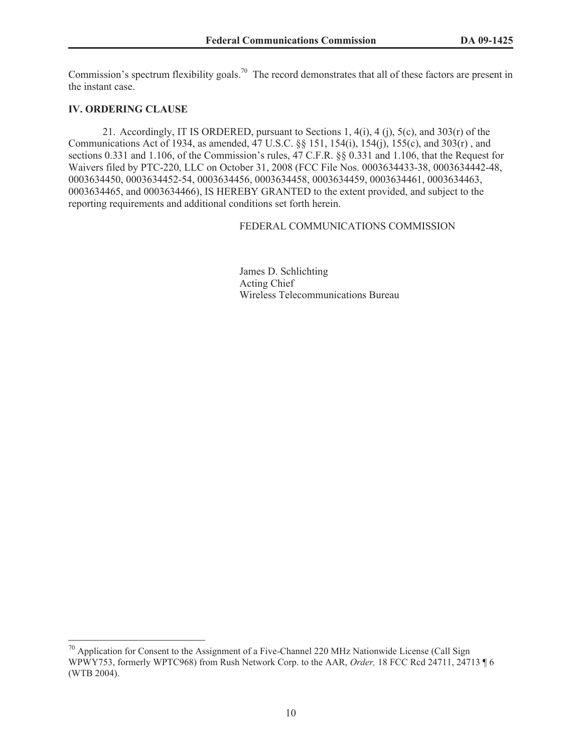Commission's spectrum flexibility goals.[70] The record demonstrates that all of these factors are present in the instant case.

## IV. ORDERING CLAUSE

21. Accordingly, IT IS ORDERED, pursuant to Sections 1, 4(i), 4 (j), 5(c), and 303(r) of the Communications Act of 1934, as amended, 47 U.S.C. §§ 151, 154(i), 154(j), 155(c), and 303(r) , and sections 0.331 and 1.106, of the Commission's rules, 47 C.F.R. §§ 0.331 and 1.106, that the Request for Waivers filed by PTC-220, LLC on October 31, 2008 (FCC File Nos. 0003634433-38, 0003634442-48, 0003634450, 0003634452-54, 0003634456, 0003634458, 0003634459, 0003634461, 0003634463, 0003634465, and 0003634466), IS HEREBY GRANTED to the extent provided, and subject to the reporting requirements and additional conditions set forth herein.

FEDERAL COMMUNICATIONS COMMISSION

James D. Schlichting
Acting Chief
Wireless Telecommunications Bureau

---

[70] Application for Consent to the Assignment of a Five-Channel 220 MHz Nationwide License (Call Sign WPWY753, formerly WPTC968) from Rush Network Corp. to the AAR, *Order,* 18 FCC Rcd 24711, 24713 ¶ 6 (WTB 2004).